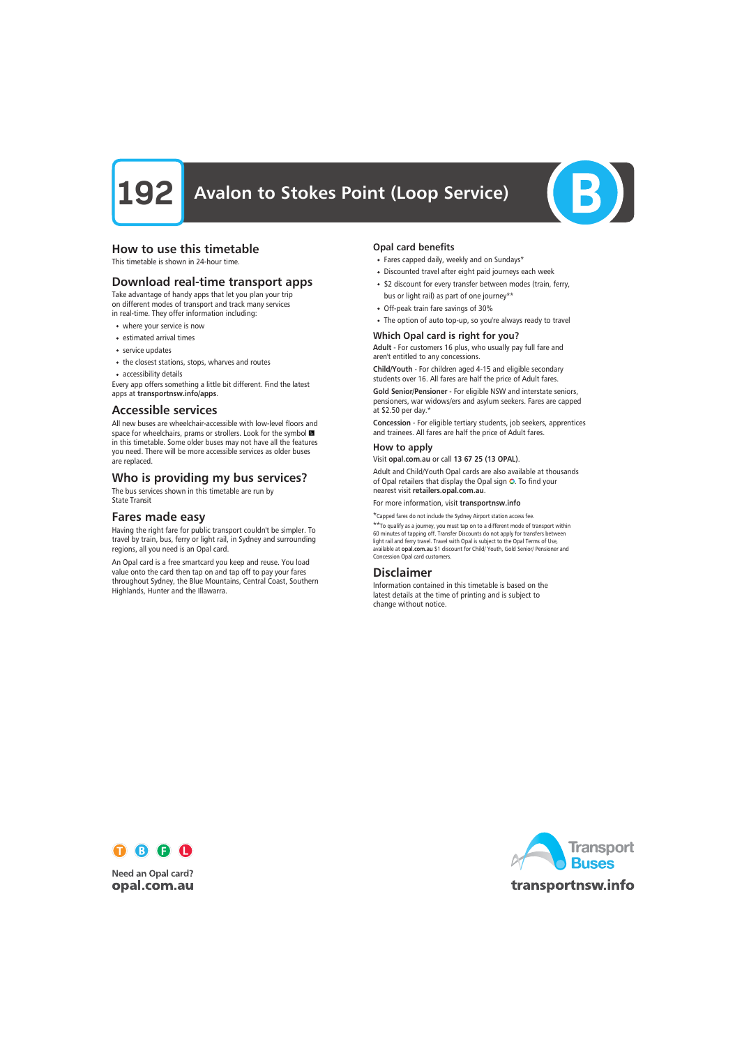# 192 Avalon to Stokes Point (Loop Service)

## How to use this timetable

This timetable is shown in 24-hour time.

## Download real-time transport apps

Take advantage of handy apps that let you plan your trip on different modes of transport and track many services in real-time. They offer information including:

- where your service is now
- estimated arrival times
- service updates
- the closest stations, stops, wharves and routes
- accessibility details

Every app offers something a little bit different. Find the latest apps at **transportnsw.info/apps**.

## Accessible services

All new buses are wheelchair-accessible with low-level floors and space for wheelchairs, prams or strollers. Look for the symbol in this timetable. Some older buses may not have all the features you need. There will be more accessible services as older buses are replaced.

## Who is providing my bus services?

The bus services shown in this timetable are run by State Transit

## Fares made easy

Having the right fare for public transport couldn't be simpler. To travel by train, bus, ferry or light rail, in Sydney and surrounding regions, all you need is an Opal card.

An Opal card is a free smartcard you keep and reuse. You load value onto the card then tap on and tap off to pay your fares throughout Sydney, the Blue Mountains, Central Coast, Southern Highlands, Hunter and the Illawarra.

### Opal card benefits

- Fares capped daily, weekly and on Sundays*
- Discounted travel after eight paid journeys each week
- $2 discount for every transfer between modes (train, ferry, bus or light rail) as part of one journey**
- Off-peak train fare savings of 30%
- The option of auto top-up, so you're always ready to travel

### Which Opal card is right for you?

**Adult** - For customers 16 plus, who usually pay full fare and aren't entitled to any concessions.

**Child/Youth** - For children aged 4-15 and eligible secondary students over 16. All fares are half the price of Adult fares.

**Gold Senior/Pensioner** - For eligible NSW and interstate seniors, pensioners, war widows/ers and asylum seekers. Fares are capped at $2.50 per day.*

**Concession** - For eligible tertiary students, job seekers, apprentices and trainees. All fares are half the price of Adult fares.

### How to apply

Visit **opal.com.au** or call **13 67 25 (13 OPAL)**.

Adult and Child/Youth Opal cards are also available at thousands of Opal retailers that display the Opal sign. To find your nearest visit **retailers.opal.com.au**.

For more information, visit **transportnsw.info**

*Capped fares do not include the Sydney Airport station access fee.

**To qualify as a journey, you must tap on to a different mode of transport within 60 minutes of tapping off. Transfer Discounts do not apply for transfers between light rail and ferry travel. Travel with Opal is subject to the Opal Terms of Use, available at **opal.com.au** $1 discount for Child/ Youth, Gold Senior/ Pensioner and Concession Opal card customers.

## Disclaimer

Information contained in this timetable is based on the latest details at the time of printing and is subject to change without notice.

Need an Opal card?
**opal.com.au**

Transport Buses
**transportnsw.info**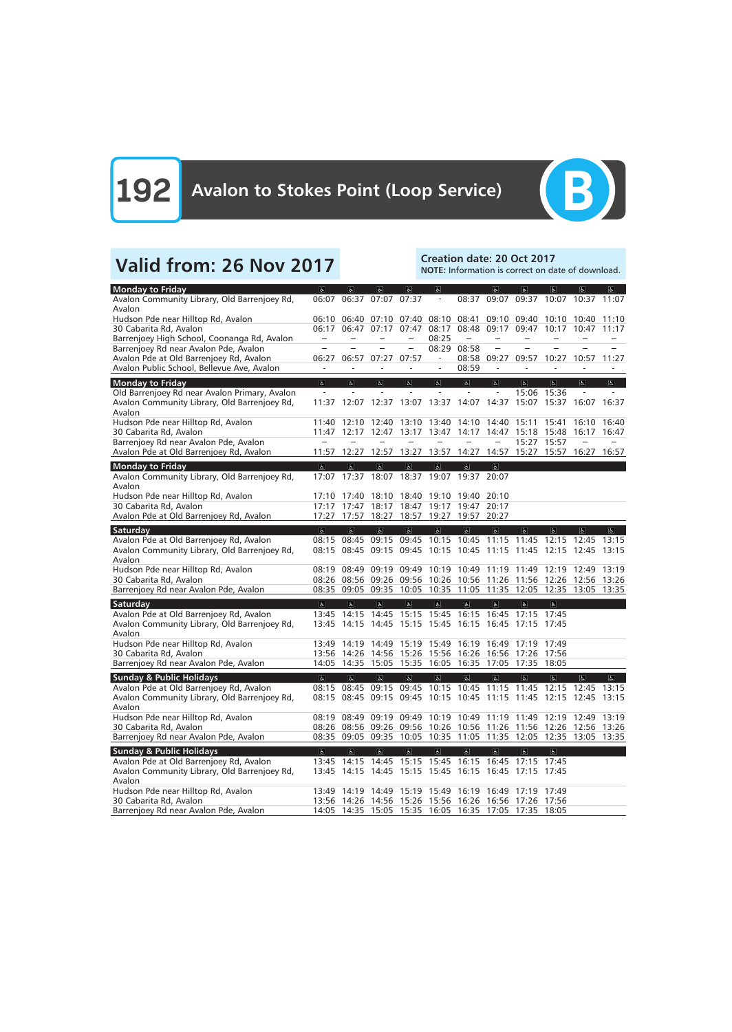# 192 Avalon to Stokes Point (Loop Service)

B

## Valid from: 26 Nov 2017

**Creation date: 20 Oct 2017**
**NOTE:** Information is correct on date of download.

| Monday to Friday | ♿ | ♿ | ♿ | ♿ | ♿ | | ♿ | ♿ | ♿ | ♿ | ♿ |
|---|---|---|---|---|---|---|---|---|---|---|---|
| Avalon Community Library, Old Barrenjoey Rd, Avalon | 06:07 | 06:37 | 07:07 | 07:37 | - | 08:37 | 09:07 | 09:37 | 10:07 | 10:37 | 11:07 |
| Hudson Pde near Hilltop Rd, Avalon | 06:10 | 06:40 | 07:10 | 07:40 | 08:10 | 08:41 | 09:10 | 09:40 | 10:10 | 10:40 | 11:10 |
| 30 Cabarita Rd, Avalon | 06:17 | 06:47 | 07:17 | 07:47 | 08:17 | 08:48 | 09:17 | 09:47 | 10:17 | 10:47 | 11:17 |
| Barrenjoey High School, Coonanga Rd, Avalon | – | – | – | – | 08:25 | – | – | – | – | – | – |
| Barrenjoey Rd near Avalon Pde, Avalon | – | – | – | – | 08:29 | 08:58 | – | – | – | – | – |
| Avalon Pde at Old Barrenjoey Rd, Avalon | 06:27 | 06:57 | 07:27 | 07:57 | - | 08:58 | 09:27 | 09:57 | 10:27 | 10:57 | 11:27 |
| Avalon Public School, Bellevue Ave, Avalon | - | - | - | - | - | 08:59 | - | - | - | - | - |

| Monday to Friday | ♿ | ♿ | ♿ | ♿ | ♿ | ♿ | ♿ | ♿ | ♿ | ♿ | ♿ |
|---|---|---|---|---|---|---|---|---|---|---|---|
| Old Barrenjoey Rd near Avalon Primary, Avalon | - | - | - | - | - | - | - | 15:06 | 15:36 | - | - |
| Avalon Community Library, Old Barrenjoey Rd, Avalon | 11:37 | 12:07 | 12:37 | 13:07 | 13:37 | 14:07 | 14:37 | 15:07 | 15:37 | 16:07 | 16:37 |
| Hudson Pde near Hilltop Rd, Avalon | 11:40 | 12:10 | 12:40 | 13:10 | 13:40 | 14:10 | 14:40 | 15:11 | 15:41 | 16:10 | 16:40 |
| 30 Cabarita Rd, Avalon | 11:47 | 12:17 | 12:47 | 13:17 | 13:47 | 14:17 | 14:47 | 15:18 | 15:48 | 16:17 | 16:47 |
| Barrenjoey Rd near Avalon Pde, Avalon | – | – | – | – | – | – | – | 15:27 | 15:57 | – | – |
| Avalon Pde at Old Barrenjoey Rd, Avalon | 11:57 | 12:27 | 12:57 | 13:27 | 13:57 | 14:27 | 14:57 | 15:27 | 15:57 | 16:27 | 16:57 |

| Monday to Friday | ♿ | ♿ | ♿ | ♿ | ♿ | ♿ | ♿ |
|---|---|---|---|---|---|---|---|
| Avalon Community Library, Old Barrenjoey Rd, Avalon | 17:07 | 17:37 | 18:07 | 18:37 | 19:07 | 19:37 | 20:07 |
| Hudson Pde near Hilltop Rd, Avalon | 17:10 | 17:40 | 18:10 | 18:40 | 19:10 | 19:40 | 20:10 |
| 30 Cabarita Rd, Avalon | 17:17 | 17:47 | 18:17 | 18:47 | 19:17 | 19:47 | 20:17 |
| Avalon Pde at Old Barrenjoey Rd, Avalon | 17:27 | 17:57 | 18:27 | 18:57 | 19:27 | 19:57 | 20:27 |

| Saturday | ♿ | ♿ | ♿ | ♿ | ♿ | ♿ | ♿ | ♿ | ♿ | ♿ | ♿ |
|---|---|---|---|---|---|---|---|---|---|---|---|
| Avalon Pde at Old Barrenjoey Rd, Avalon | 08:15 | 08:45 | 09:15 | 09:45 | 10:15 | 10:45 | 11:15 | 11:45 | 12:15 | 12:45 | 13:15 |
| Avalon Community Library, Old Barrenjoey Rd, Avalon | 08:15 | 08:45 | 09:15 | 09:45 | 10:15 | 10:45 | 11:15 | 11:45 | 12:15 | 12:45 | 13:15 |
| Hudson Pde near Hilltop Rd, Avalon | 08:19 | 08:49 | 09:19 | 09:49 | 10:19 | 10:49 | 11:19 | 11:49 | 12:19 | 12:49 | 13:19 |
| 30 Cabarita Rd, Avalon | 08:26 | 08:56 | 09:26 | 09:56 | 10:26 | 10:56 | 11:26 | 11:56 | 12:26 | 12:56 | 13:26 |
| Barrenjoey Rd near Avalon Pde, Avalon | 08:35 | 09:05 | 09:35 | 10:05 | 10:35 | 11:05 | 11:35 | 12:05 | 12:35 | 13:05 | 13:35 |

| Saturday | ♿ | ♿ | ♿ | ♿ | ♿ | ♿ | ♿ | ♿ | ♿ |
|---|---|---|---|---|---|---|---|---|---|
| Avalon Pde at Old Barrenjoey Rd, Avalon | 13:45 | 14:15 | 14:45 | 15:15 | 15:45 | 16:15 | 16:45 | 17:15 | 17:45 |
| Avalon Community Library, Old Barrenjoey Rd, Avalon | 13:45 | 14:15 | 14:45 | 15:15 | 15:45 | 16:15 | 16:45 | 17:15 | 17:45 |
| Hudson Pde near Hilltop Rd, Avalon | 13:49 | 14:19 | 14:49 | 15:19 | 15:49 | 16:19 | 16:49 | 17:19 | 17:49 |
| 30 Cabarita Rd, Avalon | 13:56 | 14:26 | 14:56 | 15:26 | 15:56 | 16:26 | 16:56 | 17:26 | 17:56 |
| Barrenjoey Rd near Avalon Pde, Avalon | 14:05 | 14:35 | 15:05 | 15:35 | 16:05 | 16:35 | 17:05 | 17:35 | 18:05 |

| Sunday & Public Holidays | ♿ | ♿ | ♿ | ♿ | ♿ | ♿ | ♿ | ♿ | ♿ | ♿ | ♿ |
|---|---|---|---|---|---|---|---|---|---|---|---|
| Avalon Pde at Old Barrenjoey Rd, Avalon | 08:15 | 08:45 | 09:15 | 09:45 | 10:15 | 10:45 | 11:15 | 11:45 | 12:15 | 12:45 | 13:15 |
| Avalon Community Library, Old Barrenjoey Rd, Avalon | 08:15 | 08:45 | 09:15 | 09:45 | 10:15 | 10:45 | 11:15 | 11:45 | 12:15 | 12:45 | 13:15 |
| Hudson Pde near Hilltop Rd, Avalon | 08:19 | 08:49 | 09:19 | 09:49 | 10:19 | 10:49 | 11:19 | 11:49 | 12:19 | 12:49 | 13:19 |
| 30 Cabarita Rd, Avalon | 08:26 | 08:56 | 09:26 | 09:56 | 10:26 | 10:56 | 11:26 | 11:56 | 12:26 | 12:56 | 13:26 |
| Barrenjoey Rd near Avalon Pde, Avalon | 08:35 | 09:05 | 09:35 | 10:05 | 10:35 | 11:05 | 11:35 | 12:05 | 12:35 | 13:05 | 13:35 |

| Sunday & Public Holidays | ♿ | ♿ | ♿ | ♿ | ♿ | ♿ | ♿ | ♿ | ♿ |
|---|---|---|---|---|---|---|---|---|---|
| Avalon Pde at Old Barrenjoey Rd, Avalon | 13:45 | 14:15 | 14:45 | 15:15 | 15:45 | 16:15 | 16:45 | 17:15 | 17:45 |
| Avalon Community Library, Old Barrenjoey Rd, Avalon | 13:45 | 14:15 | 14:45 | 15:15 | 15:45 | 16:15 | 16:45 | 17:15 | 17:45 |
| Hudson Pde near Hilltop Rd, Avalon | 13:49 | 14:19 | 14:49 | 15:19 | 15:49 | 16:19 | 16:49 | 17:19 | 17:49 |
| 30 Cabarita Rd, Avalon | 13:56 | 14:26 | 14:56 | 15:26 | 15:56 | 16:26 | 16:56 | 17:26 | 17:56 |
| Barrenjoey Rd near Avalon Pde, Avalon | 14:05 | 14:35 | 15:05 | 15:35 | 16:05 | 16:35 | 17:05 | 17:35 | 18:05 |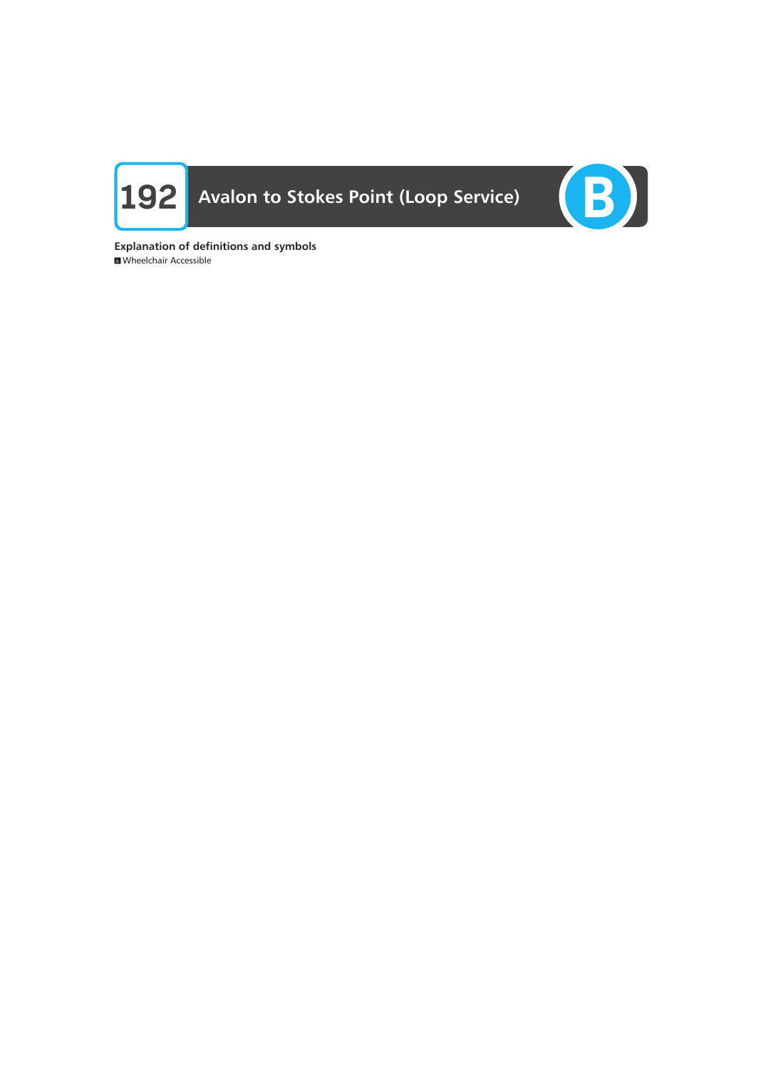# 192 Avalon to Stokes Point (Loop Service)

B

**Explanation of definitions and symbols**

♿ Wheelchair Accessible